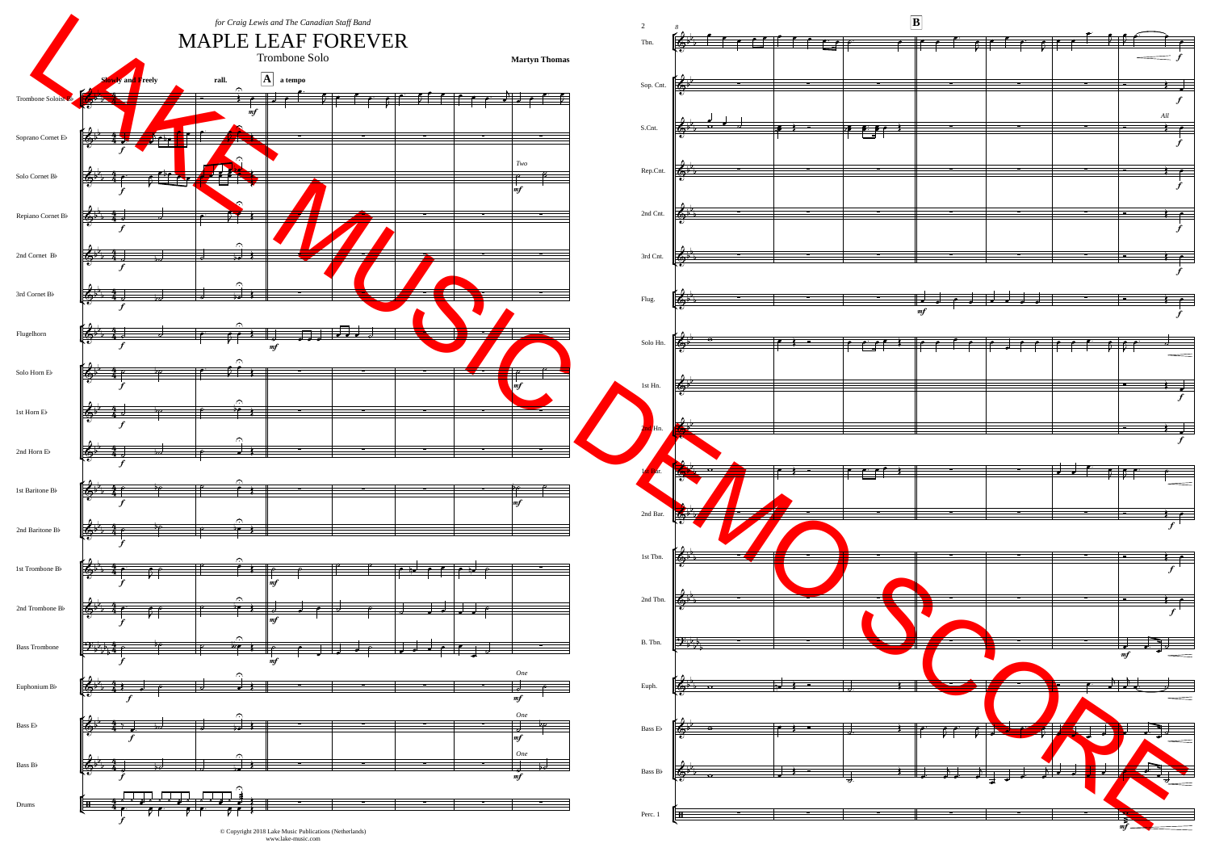*for Craig Lewis and The Canadian Staff Band*

# MAPLE LEAF FOREVER

Trombone Solo

**Martyn Thomas**

© Copyright 2018 Lake Music Publications (Netherlands)
www.lake-music.com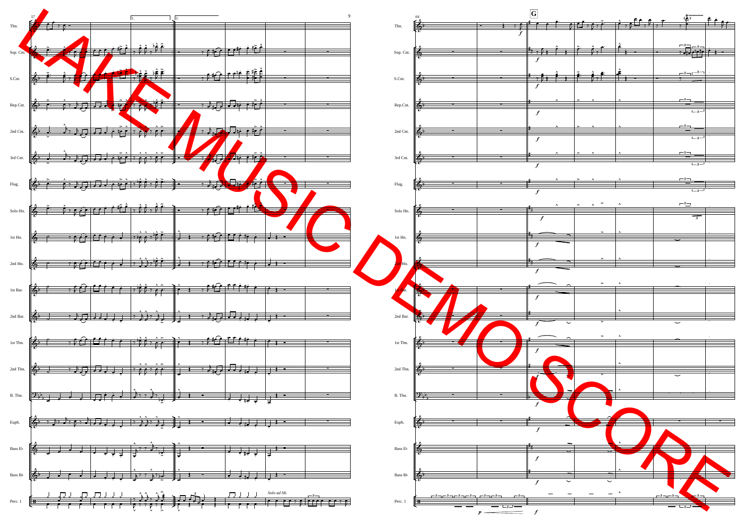Tbn.

Sop. Cnt.

S.Cnt.

Rep.Cnt.

2nd Cnt.

3rd Cnt.

Flug.

Solo Hn.

1st Hn.

2nd Hn.

1st Bar.

2nd Bar.

1st Tbn.

2nd Tbn.

B. Tbn.

Euph.

Bass E♭

Bass B♭

Perc. 1

*Solo ad lib.*

G

LAKE MUSIC DEMO SCORE